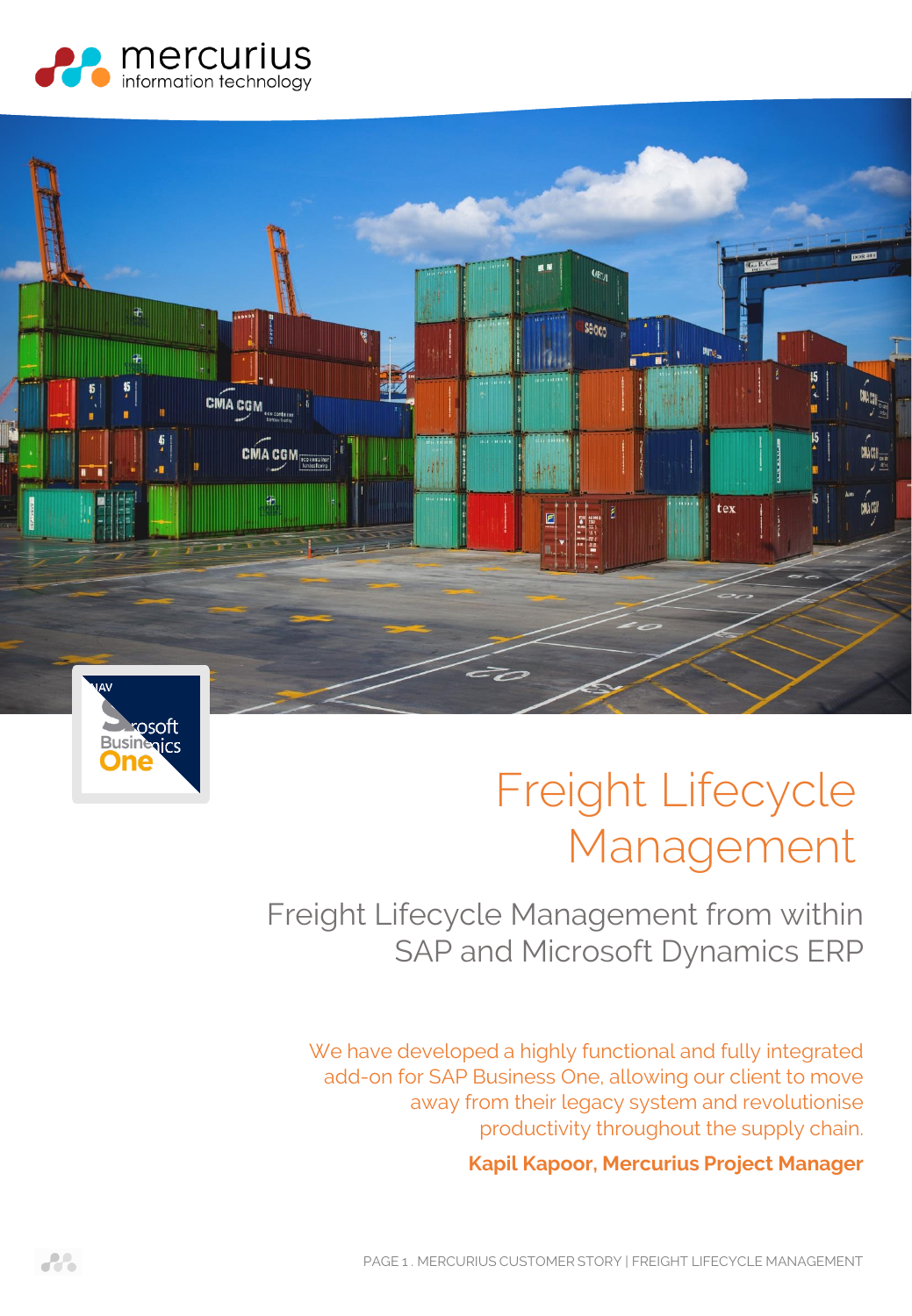# Freight Lifecycle Management

## Freight Lifecycle Management from within SAP and Microsoft Dynamics ERP

We have developed a highly functional and fully integrated add-on for SAP Business One, allowing our client to move away from their legacy system and revolutionise productivity throughout the supply chain.

**Kapil Kapoor, Mercurius Project Manager**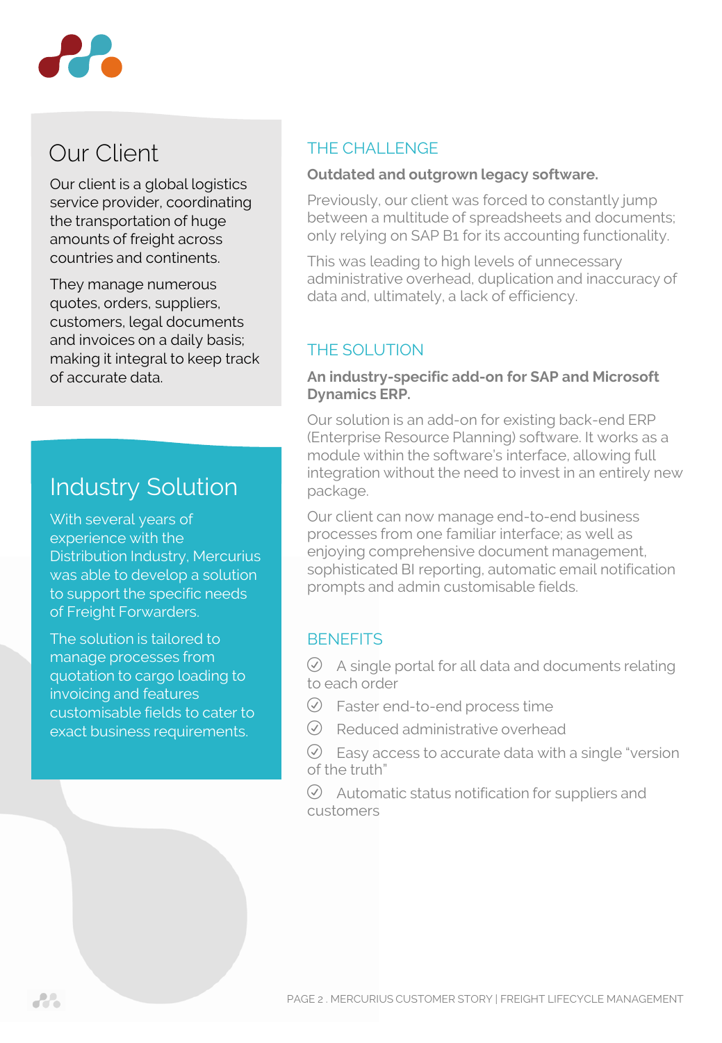## Our Client

Our client is a global logistics service provider, coordinating the transportation of huge amounts of freight across countries and continents.

They manage numerous quotes, orders, suppliers, customers, legal documents and invoices on a daily basis; making it integral to keep track of accurate data.

## Industry Solution

With several years of experience with the Distribution Industry, Mercurius was able to develop a solution to support the specific needs of Freight Forwarders.

The solution is tailored to manage processes from quotation to cargo loading to invoicing and features customisable fields to cater to exact business requirements.

### THE CHALLENGE

**Outdated and outgrown legacy software.**

Previously, our client was forced to constantly jump between a multitude of spreadsheets and documents; only relying on SAP B1 for its accounting functionality.

This was leading to high levels of unnecessary administrative overhead, duplication and inaccuracy of data and, ultimately, a lack of efficiency.

### THE SOLUTION

**An industry-specific add-on for SAP and Microsoft Dynamics ERP.**

Our solution is an add-on for existing back-end ERP (Enterprise Resource Planning) software. It works as a module within the software's interface, allowing full integration without the need to invest in an entirely new package.

Our client can now manage end-to-end business processes from one familiar interface; as well as enjoying comprehensive document management, sophisticated BI reporting, automatic email notification prompts and admin customisable fields.

### BENEFITS

- A single portal for all data and documents relating to each order
- Faster end-to-end process time
- Reduced administrative overhead
- Easy access to accurate data with a single "version of the truth"
- Automatic status notification for suppliers and customers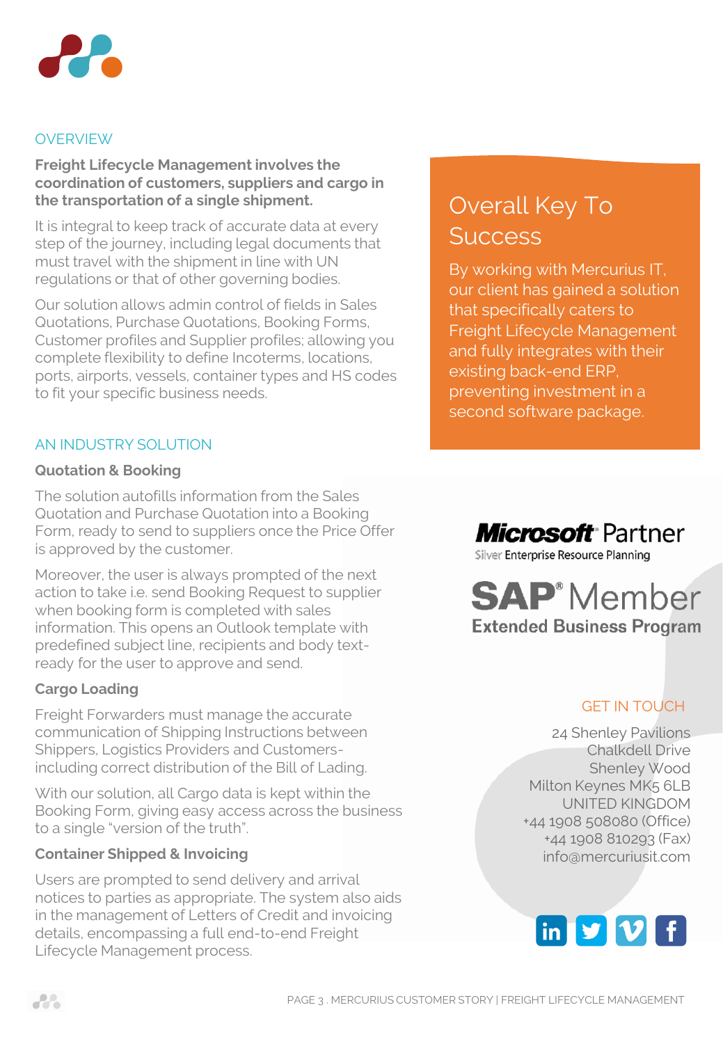## OVERVIEW

**Freight Lifecycle Management involves the coordination of customers, suppliers and cargo in the transportation of a single shipment.**

It is integral to keep track of accurate data at every step of the journey, including legal documents that must travel with the shipment in line with UN regulations or that of other governing bodies.

Our solution allows admin control of fields in Sales Quotations, Purchase Quotations, Booking Forms, Customer profiles and Supplier profiles; allowing you complete flexibility to define Incoterms, locations, ports, airports, vessels, container types and HS codes to fit your specific business needs.

## AN INDUSTRY SOLUTION

### Quotation & Booking

The solution autofills information from the Sales Quotation and Purchase Quotation into a Booking Form, ready to send to suppliers once the Price Offer is approved by the customer.

Moreover, the user is always prompted of the next action to take i.e. send Booking Request to supplier when booking form is completed with sales information. This opens an Outlook template with predefined subject line, recipients and body text- ready for the user to approve and send.

### Cargo Loading

Freight Forwarders must manage the accurate communication of Shipping Instructions between Shippers, Logistics Providers and Customers- including correct distribution of the Bill of Lading.

With our solution, all Cargo data is kept within the Booking Form, giving easy access across the business to a single "version of the truth".

### Container Shipped & Invoicing

Users are prompted to send delivery and arrival notices to parties as appropriate. The system also aids in the management of Letters of Credit and invoicing details, encompassing a full end-to-end Freight Lifecycle Management process.

## Overall Key To Success

By working with Mercurius IT, our client has gained a solution that specifically caters to Freight Lifecycle Management and fully integrates with their existing back-end ERP, preventing investment in a second software package.

**Microsoft Partner**
Silver Enterprise Resource Planning

**SAP® Member**
Extended Business Program

## GET IN TOUCH

24 Shenley Pavilions
Chalkdell Drive
Shenley Wood
Milton Keynes MK5 6LB
UNITED KINGDOM
+44 1908 508080 (Office)
+44 1908 810293 (Fax)
info@mercuriusit.com